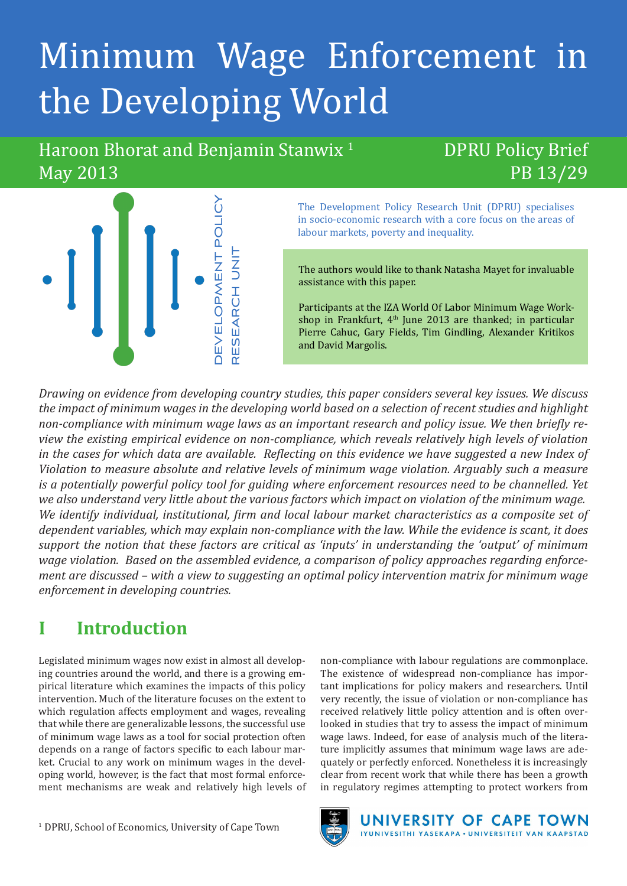# Minimum Wage Enforcement in the Developing World

Haroon Bhorat and Benjamin Stanwix [1]

May 2013

DPRU Policy Brief

PB 13/29

DEVELOPMENT POLICY RESEARCH UNIT

The Development Policy Research Unit (DPRU) specialises in socio-economic research with a core focus on the areas of labour markets, poverty and inequality.

The authors would like to thank Natasha Mayet for invaluable assistance with this paper.

Participants at the IZA World Of Labor Minimum Wage Workshop in Frankfurt, 4th June 2013 are thanked; in particular Pierre Cahuc, Gary Fields, Tim Gindling, Alexander Kritikos and David Margolis.

*Drawing on evidence from developing country studies, this paper considers several key issues. We discuss the impact of minimum wages in the developing world based on a selection of recent studies and highlight non-compliance with minimum wage laws as an important research and policy issue. We then briefly review the existing empirical evidence on non-compliance, which reveals relatively high levels of violation in the cases for which data are available. Reflecting on this evidence we have suggested a new Index of Violation to measure absolute and relative levels of minimum wage violation. Arguably such a measure is a potentially powerful policy tool for guiding where enforcement resources need to be channelled. Yet we also understand very little about the various factors which impact on violation of the minimum wage. We identify individual, institutional, firm and local labour market characteristics as a composite set of dependent variables, which may explain non-compliance with the law. While the evidence is scant, it does support the notion that these factors are critical as 'inputs' in understanding the 'output' of minimum wage violation. Based on the assembled evidence, a comparison of policy approaches regarding enforcement are discussed – with a view to suggesting an optimal policy intervention matrix for minimum wage enforcement in developing countries.*

## I Introduction

Legislated minimum wages now exist in almost all developing countries around the world, and there is a growing empirical literature which examines the impacts of this policy intervention. Much of the literature focuses on the extent to which regulation affects employment and wages, revealing that while there are generalizable lessons, the successful use of minimum wage laws as a tool for social protection often depends on a range of factors specific to each labour market. Crucial to any work on minimum wages in the developing world, however, is the fact that most formal enforcement mechanisms are weak and relatively high levels of non-compliance with labour regulations are commonplace. The existence of widespread non-compliance has important implications for policy makers and researchers. Until very recently, the issue of violation or non-compliance has received relatively little policy attention and is often overlooked in studies that try to assess the impact of minimum wage laws. Indeed, for ease of analysis much of the literature implicitly assumes that minimum wage laws are adequately or perfectly enforced. Nonetheless it is increasingly clear from recent work that while there has been a growth in regulatory regimes attempting to protect workers from

[1] DPRU, School of Economics, University of Cape Town

UNIVERSITY OF CAPE TOWN
IYUNIVESITHI YASEKAPA • UNIVERSITEIT VAN KAAPSTAD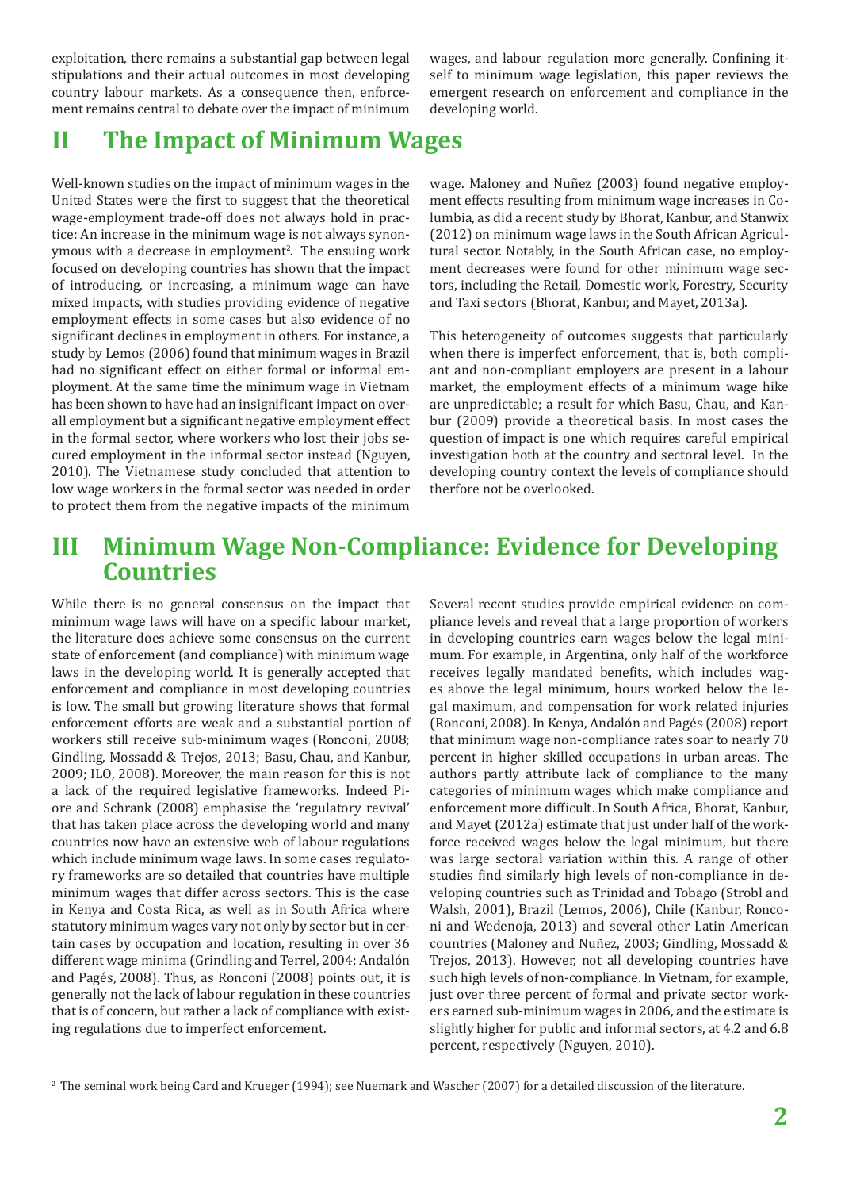exploitation, there remains a substantial gap between legal stipulations and their actual outcomes in most developing country labour markets. As a consequence then, enforcement remains central to debate over the impact of minimum wages, and labour regulation more generally. Confining itself to minimum wage legislation, this paper reviews the emergent research on enforcement and compliance in the developing world.

## II The Impact of Minimum Wages

Well-known studies on the impact of minimum wages in the United States were the first to suggest that the theoretical wage-employment trade-off does not always hold in practice: An increase in the minimum wage is not always synonymous with a decrease in employment[2]. The ensuing work focused on developing countries has shown that the impact of introducing, or increasing, a minimum wage can have mixed impacts, with studies providing evidence of negative employment effects in some cases but also evidence of no significant declines in employment in others. For instance, a study by Lemos (2006) found that minimum wages in Brazil had no significant effect on either formal or informal employment. At the same time the minimum wage in Vietnam has been shown to have had an insignificant impact on overall employment but a significant negative employment effect in the formal sector, where workers who lost their jobs secured employment in the informal sector instead (Nguyen, 2010). The Vietnamese study concluded that attention to low wage workers in the formal sector was needed in order to protect them from the negative impacts of the minimum wage. Maloney and Nuñez (2003) found negative employment effects resulting from minimum wage increases in Columbia, as did a recent study by Bhorat, Kanbur, and Stanwix (2012) on minimum wage laws in the South African Agricultural sector. Notably, in the South African case, no employment decreases were found for other minimum wage sectors, including the Retail, Domestic work, Forestry, Security and Taxi sectors (Bhorat, Kanbur, and Mayet, 2013a).

This heterogeneity of outcomes suggests that particularly when there is imperfect enforcement, that is, both compliant and non-compliant employers are present in a labour market, the employment effects of a minimum wage hike are unpredictable; a result for which Basu, Chau, and Kanbur (2009) provide a theoretical basis. In most cases the question of impact is one which requires careful empirical investigation both at the country and sectoral level. In the developing country context the levels of compliance should therfore not be overlooked.

## III Minimum Wage Non-Compliance: Evidence for Developing Countries

While there is no general consensus on the impact that minimum wage laws will have on a specific labour market, the literature does achieve some consensus on the current state of enforcement (and compliance) with minimum wage laws in the developing world. It is generally accepted that enforcement and compliance in most developing countries is low. The small but growing literature shows that formal enforcement efforts are weak and a substantial portion of workers still receive sub-minimum wages (Ronconi, 2008; Gindling, Mossadd & Trejos, 2013; Basu, Chau, and Kanbur, 2009; ILO, 2008). Moreover, the main reason for this is not a lack of the required legislative frameworks. Indeed Piore and Schrank (2008) emphasise the 'regulatory revival' that has taken place across the developing world and many countries now have an extensive web of labour regulations which include minimum wage laws. In some cases regulatory frameworks are so detailed that countries have multiple minimum wages that differ across sectors. This is the case in Kenya and Costa Rica, as well as in South Africa where statutory minimum wages vary not only by sector but in certain cases by occupation and location, resulting in over 36 different wage minima (Grindling and Terrel, 2004; Andalón and Pagés, 2008). Thus, as Ronconi (2008) points out, it is generally not the lack of labour regulation in these countries that is of concern, but rather a lack of compliance with existing regulations due to imperfect enforcement.

Several recent studies provide empirical evidence on compliance levels and reveal that a large proportion of workers in developing countries earn wages below the legal minimum. For example, in Argentina, only half of the workforce receives legally mandated benefits, which includes wages above the legal minimum, hours worked below the legal maximum, and compensation for work related injuries (Ronconi, 2008). In Kenya, Andalón and Pagés (2008) report that minimum wage non-compliance rates soar to nearly 70 percent in higher skilled occupations in urban areas. The authors partly attribute lack of compliance to the many categories of minimum wages which make compliance and enforcement more difficult. In South Africa, Bhorat, Kanbur, and Mayet (2012a) estimate that just under half of the workforce received wages below the legal minimum, but there was large sectoral variation within this. A range of other studies find similarly high levels of non-compliance in developing countries such as Trinidad and Tobago (Strobl and Walsh, 2001), Brazil (Lemos, 2006), Chile (Kanbur, Ronconi and Wedenoja, 2013) and several other Latin American countries (Maloney and Nuñez, 2003; Gindling, Mossadd & Trejos, 2013). However, not all developing countries have such high levels of non-compliance. In Vietnam, for example, just over three percent of formal and private sector workers earned sub-minimum wages in 2006, and the estimate is slightly higher for public and informal sectors, at 4.2 and 6.8 percent, respectively (Nguyen, 2010).

---

[2] The seminal work being Card and Krueger (1994); see Nuemark and Wascher (2007) for a detailed discussion of the literature.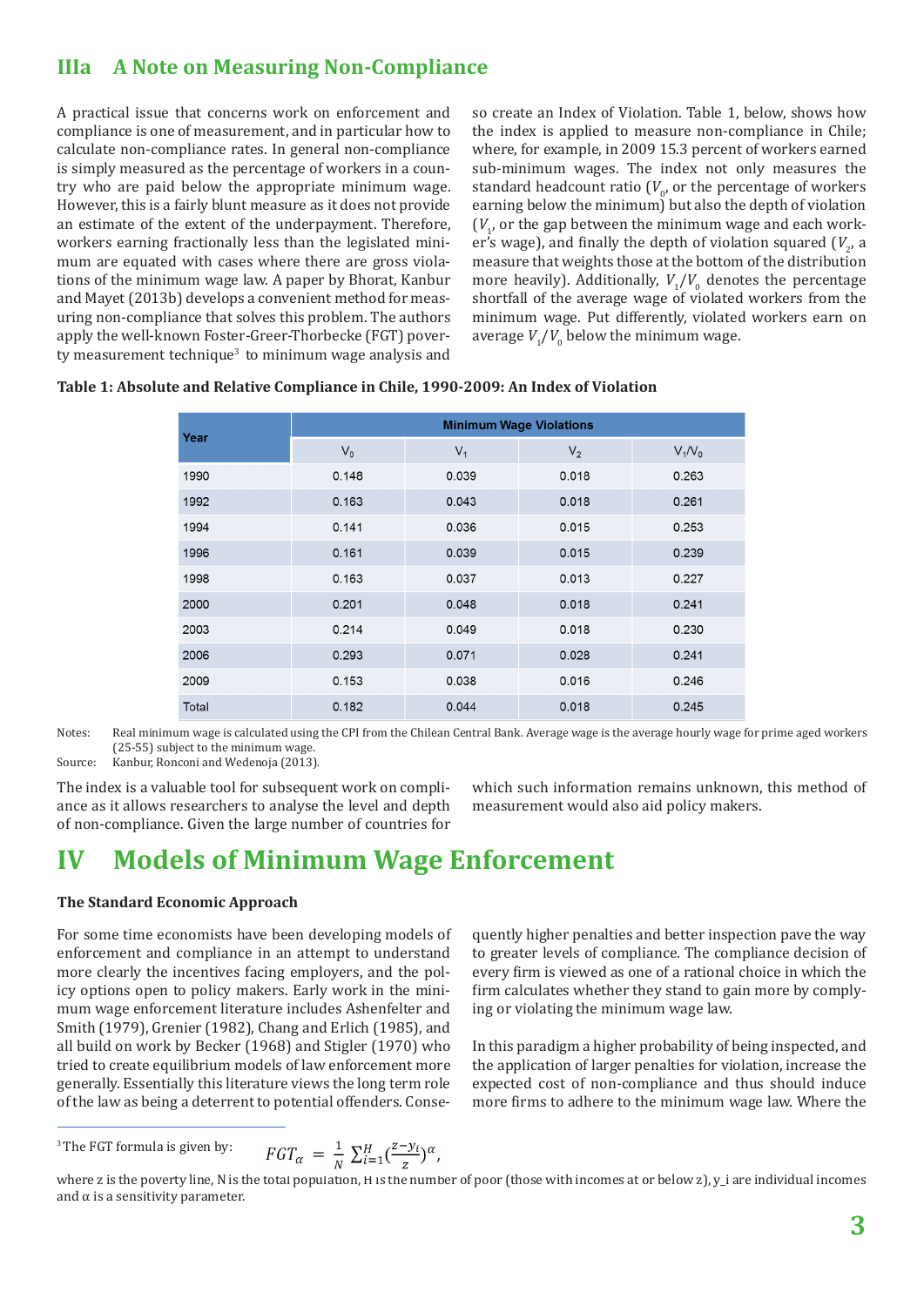## IIIa A Note on Measuring Non-Compliance

A practical issue that concerns work on enforcement and compliance is one of measurement, and in particular how to calculate non-compliance rates. In general non-compliance is simply measured as the percentage of workers in a country who are paid below the appropriate minimum wage. However, this is a fairly blunt measure as it does not provide an estimate of the extent of the underpayment. Therefore, workers earning fractionally less than the legislated minimum are equated with cases where there are gross violations of the minimum wage law. A paper by Bhorat, Kanbur and Mayet (2013b) develops a convenient method for measuring non-compliance that solves this problem. The authors apply the well-known Foster-Greer-Thorbecke (FGT) poverty measurement technique[3] to minimum wage analysis and so create an Index of Violation. Table 1, below, shows how the index is applied to measure non-compliance in Chile; where, for example, in 2009 15.3 percent of workers earned sub-minimum wages. The index not only measures the standard headcount ratio ($V_0$, or the percentage of workers earning below the minimum) but also the depth of violation ($V_1$, or the gap between the minimum wage and each worker's wage), and finally the depth of violation squared ($V_2$, a measure that weights those at the bottom of the distribution more heavily). Additionally, $V_1/V_0$ denotes the percentage shortfall of the average wage of violated workers from the minimum wage. Put differently, violated workers earn on average $V_1/V_0$ below the minimum wage.

**Table 1: Absolute and Relative Compliance in Chile, 1990-2009: An Index of Violation**

| Year | Minimum Wage Violations | | | |
|---|---|---|---|---|
| | $V_0$ | $V_1$ | $V_2$ | $V_1/V_0$ |
| 1990 | 0.148 | 0.039 | 0.018 | 0.263 |
| 1992 | 0.163 | 0.043 | 0.018 | 0.261 |
| 1994 | 0.141 | 0.036 | 0.015 | 0.253 |
| 1996 | 0.161 | 0.039 | 0.015 | 0.239 |
| 1998 | 0.163 | 0.037 | 0.013 | 0.227 |
| 2000 | 0.201 | 0.048 | 0.018 | 0.241 |
| 2003 | 0.214 | 0.049 | 0.018 | 0.230 |
| 2006 | 0.293 | 0.071 | 0.028 | 0.241 |
| 2009 | 0.153 | 0.038 | 0.016 | 0.246 |
| Total | 0.182 | 0.044 | 0.018 | 0.245 |

Notes: Real minimum wage is calculated using the CPI from the Chilean Central Bank. Average wage is the average hourly wage for prime aged workers (25-55) subject to the minimum wage.

Source: Kanbur, Ronconi and Wedenoja (2013).

The index is a valuable tool for subsequent work on compliance as it allows researchers to analyse the level and depth of non-compliance. Given the large number of countries for which such information remains unknown, this method of measurement would also aid policy makers.

# IV Models of Minimum Wage Enforcement

### The Standard Economic Approach

For some time economists have been developing models of enforcement and compliance in an attempt to understand more clearly the incentives facing employers, and the policy options open to policy makers. Early work in the minimum wage enforcement literature includes Ashenfelter and Smith (1979), Grenier (1982), Chang and Erlich (1985), and all build on work by Becker (1968) and Stigler (1970) who tried to create equilibrium models of law enforcement more generally. Essentially this literature views the long term role of the law as being a deterrent to potential offenders. Consequently higher penalties and better inspection pave the way to greater levels of compliance. The compliance decision of every firm is viewed as one of a rational choice in which the firm calculates whether they stand to gain more by complying or violating the minimum wage law.

In this paradigm a higher probability of being inspected, and the application of larger penalties for violation, increase the expected cost of non-compliance and thus should induce more firms to adhere to the minimum wage law. Where the

---

[3] The FGT formula is given by: $FGT_\alpha = \frac{1}{N}\sum_{i=1}^{H}(\frac{z-y_i}{z})^\alpha$,

where z is the poverty line, N is the total population, H is the number of poor (those with incomes at or below z), y_i are individual incomes and α is a sensitivity parameter.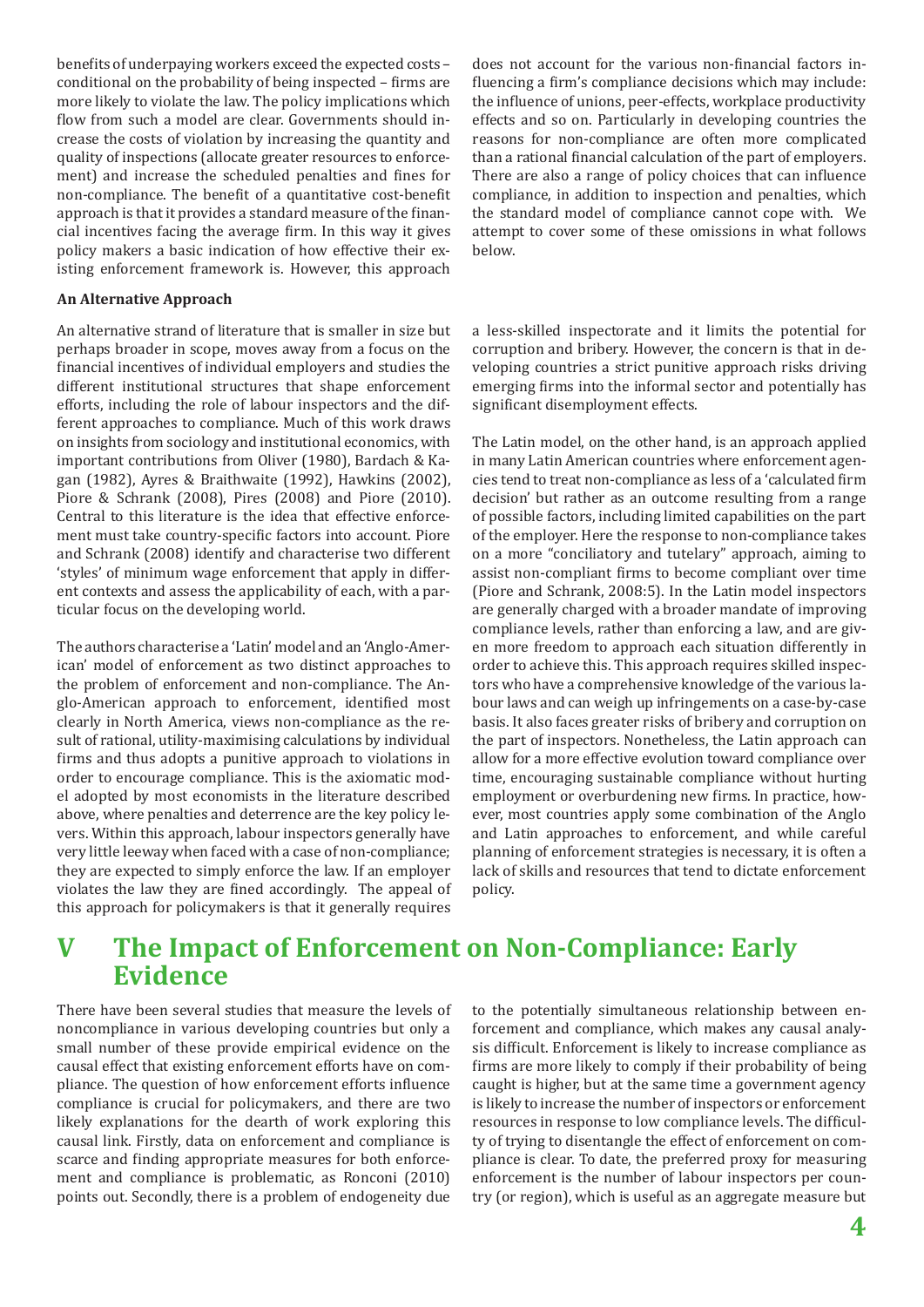benefits of underpaying workers exceed the expected costs – conditional on the probability of being inspected – firms are more likely to violate the law. The policy implications which flow from such a model are clear. Governments should increase the costs of violation by increasing the quantity and quality of inspections (allocate greater resources to enforcement) and increase the scheduled penalties and fines for non-compliance. The benefit of a quantitative cost-benefit approach is that it provides a standard measure of the financial incentives facing the average firm. In this way it gives policy makers a basic indication of how effective their existing enforcement framework is. However, this approach does not account for the various non-financial factors influencing a firm's compliance decisions which may include: the influence of unions, peer-effects, workplace productivity effects and so on. Particularly in developing countries the reasons for non-compliance are often more complicated than a rational financial calculation of the part of employers. There are also a range of policy choices that can influence compliance, in addition to inspection and penalties, which the standard model of compliance cannot cope with. We attempt to cover some of these omissions in what follows below.

**An Alternative Approach**

An alternative strand of literature that is smaller in size but perhaps broader in scope, moves away from a focus on the financial incentives of individual employers and studies the different institutional structures that shape enforcement efforts, including the role of labour inspectors and the different approaches to compliance. Much of this work draws on insights from sociology and institutional economics, with important contributions from Oliver (1980), Bardach & Kagan (1982), Ayres & Braithwaite (1992), Hawkins (2002), Piore & Schrank (2008), Pires (2008) and Piore (2010). Central to this literature is the idea that effective enforcement must take country-specific factors into account. Piore and Schrank (2008) identify and characterise two different 'styles' of minimum wage enforcement that apply in different contexts and assess the applicability of each, with a particular focus on the developing world.

The authors characterise a 'Latin' model and an 'Anglo-American' model of enforcement as two distinct approaches to the problem of enforcement and non-compliance. The Anglo-American approach to enforcement, identified most clearly in North America, views non-compliance as the result of rational, utility-maximising calculations by individual firms and thus adopts a punitive approach to violations in order to encourage compliance. This is the axiomatic model adopted by most economists in the literature described above, where penalties and deterrence are the key policy levers. Within this approach, labour inspectors generally have very little leeway when faced with a case of non-compliance; they are expected to simply enforce the law. If an employer violates the law they are fined accordingly. The appeal of this approach for policymakers is that it generally requires a less-skilled inspectorate and it limits the potential for corruption and bribery. However, the concern is that in developing countries a strict punitive approach risks driving emerging firms into the informal sector and potentially has significant disemployment effects.

The Latin model, on the other hand, is an approach applied in many Latin American countries where enforcement agencies tend to treat non-compliance as less of a 'calculated firm decision' but rather as an outcome resulting from a range of possible factors, including limited capabilities on the part of the employer. Here the response to non-compliance takes on a more "conciliatory and tutelary" approach, aiming to assist non-compliant firms to become compliant over time (Piore and Schrank, 2008:5). In the Latin model inspectors are generally charged with a broader mandate of improving compliance levels, rather than enforcing a law, and are given more freedom to approach each situation differently in order to achieve this. This approach requires skilled inspectors who have a comprehensive knowledge of the various labour laws and can weigh up infringements on a case-by-case basis. It also faces greater risks of bribery and corruption on the part of inspectors. Nonetheless, the Latin approach can allow for a more effective evolution toward compliance over time, encouraging sustainable compliance without hurting employment or overburdening new firms. In practice, however, most countries apply some combination of the Anglo and Latin approaches to enforcement, and while careful planning of enforcement strategies is necessary, it is often a lack of skills and resources that tend to dictate enforcement policy.

# V The Impact of Enforcement on Non-Compliance: Early Evidence

There have been several studies that measure the levels of noncompliance in various developing countries but only a small number of these provide empirical evidence on the causal effect that existing enforcement efforts have on compliance. The question of how enforcement efforts influence compliance is crucial for policymakers, and there are two likely explanations for the dearth of work exploring this causal link. Firstly, data on enforcement and compliance is scarce and finding appropriate measures for both enforcement and compliance is problematic, as Ronconi (2010) points out. Secondly, there is a problem of endogeneity due to the potentially simultaneous relationship between enforcement and compliance, which makes any causal analysis difficult. Enforcement is likely to increase compliance as firms are more likely to comply if their probability of being caught is higher, but at the same time a government agency is likely to increase the number of inspectors or enforcement resources in response to low compliance levels. The difficulty of trying to disentangle the effect of enforcement on compliance is clear. To date, the preferred proxy for measuring enforcement is the number of labour inspectors per country (or region), which is useful as an aggregate measure but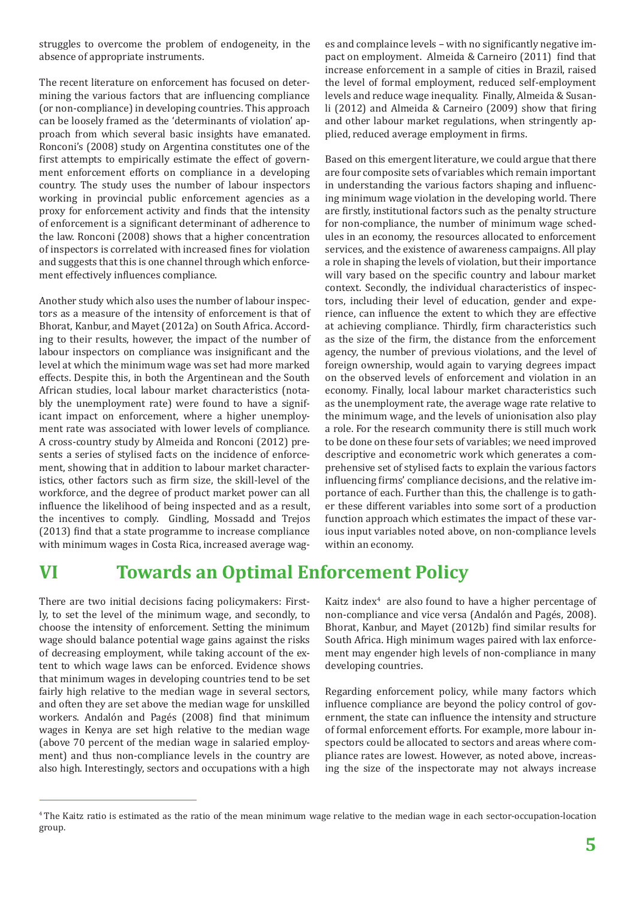struggles to overcome the problem of endogeneity, in the absence of appropriate instruments.

The recent literature on enforcement has focused on determining the various factors that are influencing compliance (or non-compliance) in developing countries. This approach can be loosely framed as the 'determinants of violation' approach from which several basic insights have emanated. Ronconi's (2008) study on Argentina constitutes one of the first attempts to empirically estimate the effect of government enforcement efforts on compliance in a developing country. The study uses the number of labour inspectors working in provincial public enforcement agencies as a proxy for enforcement activity and finds that the intensity of enforcement is a significant determinant of adherence to the law. Ronconi (2008) shows that a higher concentration of inspectors is correlated with increased fines for violation and suggests that this is one channel through which enforcement effectively influences compliance.

Another study which also uses the number of labour inspectors as a measure of the intensity of enforcement is that of Bhorat, Kanbur, and Mayet (2012a) on South Africa. According to their results, however, the impact of the number of labour inspectors on compliance was insignificant and the level at which the minimum wage was set had more marked effects. Despite this, in both the Argentinean and the South African studies, local labour market characteristics (notably the unemployment rate) were found to have a significant impact on enforcement, where a higher unemployment rate was associated with lower levels of compliance. A cross-country study by Almeida and Ronconi (2012) presents a series of stylised facts on the incidence of enforcement, showing that in addition to labour market characteristics, other factors such as firm size, the skill-level of the workforce, and the degree of product market power can all influence the likelihood of being inspected and as a result, the incentives to comply. Gindling, Mossadd and Trejos (2013) find that a state programme to increase compliance with minimum wages in Costa Rica, increased average wages and complaince levels – with no significantly negative impact on employment. Almeida & Carneiro (2011) find that increase enforcement in a sample of cities in Brazil, raised the level of formal employment, reduced self-employment levels and reduce wage inequality. Finally, Almeida & Susanli (2012) and Almeida & Carneiro (2009) show that firing and other labour market regulations, when stringently applied, reduced average employment in firms.

Based on this emergent literature, we could argue that there are four composite sets of variables which remain important in understanding the various factors shaping and influencing minimum wage violation in the developing world. There are firstly, institutional factors such as the penalty structure for non-compliance, the number of minimum wage schedules in an economy, the resources allocated to enforcement services, and the existence of awareness campaigns. All play a role in shaping the levels of violation, but their importance will vary based on the specific country and labour market context. Secondly, the individual characteristics of inspectors, including their level of education, gender and experience, can influence the extent to which they are effective at achieving compliance. Thirdly, firm characteristics such as the size of the firm, the distance from the enforcement agency, the number of previous violations, and the level of foreign ownership, would again to varying degrees impact on the observed levels of enforcement and violation in an economy. Finally, local labour market characteristics such as the unemployment rate, the average wage rate relative to the minimum wage, and the levels of unionisation also play a role. For the research community there is still much work to be done on these four sets of variables; we need improved descriptive and econometric work which generates a comprehensive set of stylised facts to explain the various factors influencing firms' compliance decisions, and the relative importance of each. Further than this, the challenge is to gather these different variables into some sort of a production function approach which estimates the impact of these various input variables noted above, on non-compliance levels within an economy.

# VI Towards an Optimal Enforcement Policy

There are two initial decisions facing policymakers: Firstly, to set the level of the minimum wage, and secondly, to choose the intensity of enforcement. Setting the minimum wage should balance potential wage gains against the risks of decreasing employment, while taking account of the extent to which wage laws can be enforced. Evidence shows that minimum wages in developing countries tend to be set fairly high relative to the median wage in several sectors, and often they are set above the median wage for unskilled workers. Andalón and Pagés (2008) find that minimum wages in Kenya are set high relative to the median wage (above 70 percent of the median wage in salaried employment) and thus non-compliance levels in the country are also high. Interestingly, sectors and occupations with a high Kaitz index[4] are also found to have a higher percentage of non-compliance and vice versa (Andalón and Pagés, 2008). Bhorat, Kanbur, and Mayet (2012b) find similar results for South Africa. High minimum wages paired with lax enforcement may engender high levels of non-compliance in many developing countries.

Regarding enforcement policy, while many factors which influence compliance are beyond the policy control of government, the state can influence the intensity and structure of formal enforcement efforts. For example, more labour inspectors could be allocated to sectors and areas where compliance rates are lowest. However, as noted above, increasing the size of the inspectorate may not always increase

[4] The Kaitz ratio is estimated as the ratio of the mean minimum wage relative to the median wage in each sector-occupation-location group.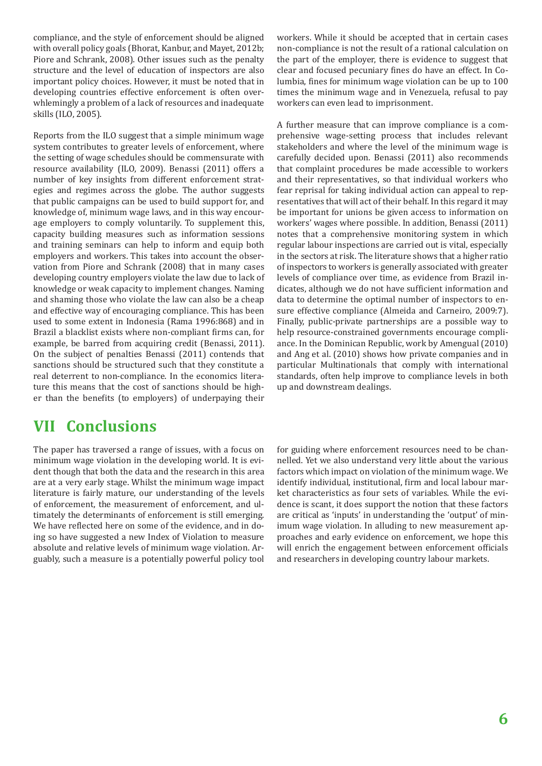compliance, and the style of enforcement should be aligned with overall policy goals (Bhorat, Kanbur, and Mayet, 2012b; Piore and Schrank, 2008). Other issues such as the penalty structure and the level of education of inspectors are also important policy choices. However, it must be noted that in developing countries effective enforcement is often overwhlemingly a problem of a lack of resources and inadequate skills (ILO, 2005).

Reports from the ILO suggest that a simple minimum wage system contributes to greater levels of enforcement, where the setting of wage schedules should be commensurate with resource availability (ILO, 2009). Benassi (2011) offers a number of key insights from different enforcement strategies and regimes across the globe. The author suggests that public campaigns can be used to build support for, and knowledge of, minimum wage laws, and in this way encourage employers to comply voluntarily. To supplement this, capacity building measures such as information sessions and training seminars can help to inform and equip both employers and workers. This takes into account the observation from Piore and Schrank (2008) that in many cases developing country employers violate the law due to lack of knowledge or weak capacity to implement changes. Naming and shaming those who violate the law can also be a cheap and effective way of encouraging compliance. This has been used to some extent in Indonesia (Rama 1996:868) and in Brazil a blacklist exists where non-compliant firms can, for example, be barred from acquiring credit (Benassi, 2011). On the subject of penalties Benassi (2011) contends that sanctions should be structured such that they constitute a real deterrent to non-compliance. In the economics literature this means that the cost of sanctions should be higher than the benefits (to employers) of underpaying their workers. While it should be accepted that in certain cases non-compliance is not the result of a rational calculation on the part of the employer, there is evidence to suggest that clear and focused pecuniary fines do have an effect. In Columbia, fines for minimum wage violation can be up to 100 times the minimum wage and in Venezuela, refusal to pay workers can even lead to imprisonment.

A further measure that can improve compliance is a comprehensive wage-setting process that includes relevant stakeholders and where the level of the minimum wage is carefully decided upon. Benassi (2011) also recommends that complaint procedures be made accessible to workers and their representatives, so that individual workers who fear reprisal for taking individual action can appeal to representatives that will act of their behalf. In this regard it may be important for unions be given access to information on workers' wages where possible. In addition, Benassi (2011) notes that a comprehensive monitoring system in which regular labour inspections are carried out is vital, especially in the sectors at risk. The literature shows that a higher ratio of inspectors to workers is generally associated with greater levels of compliance over time, as evidence from Brazil indicates, although we do not have sufficient information and data to determine the optimal number of inspectors to ensure effective compliance (Almeida and Carneiro, 2009:7). Finally, public-private partnerships are a possible way to help resource-constrained governments encourage compliance. In the Dominican Republic, work by Amengual (2010) and Ang et al. (2010) shows how private companies and in particular Multinationals that comply with international standards, often help improve to compliance levels in both up and downstream dealings.

# VII Conclusions

The paper has traversed a range of issues, with a focus on minimum wage violation in the developing world. It is evident though that both the data and the research in this area are at a very early stage. Whilst the minimum wage impact literature is fairly mature, our understanding of the levels of enforcement, the measurement of enforcement, and ultimately the determinants of enforcement is still emerging. We have reflected here on some of the evidence, and in doing so have suggested a new Index of Violation to measure absolute and relative levels of minimum wage violation. Arguably, such a measure is a potentially powerful policy tool for guiding where enforcement resources need to be channelled. Yet we also understand very little about the various factors which impact on violation of the minimum wage. We identify individual, institutional, firm and local labour market characteristics as four sets of variables. While the evidence is scant, it does support the notion that these factors are critical as 'inputs' in understanding the 'output' of minimum wage violation. In alluding to new measurement approaches and early evidence on enforcement, we hope this will enrich the engagement between enforcement officials and researchers in developing country labour markets.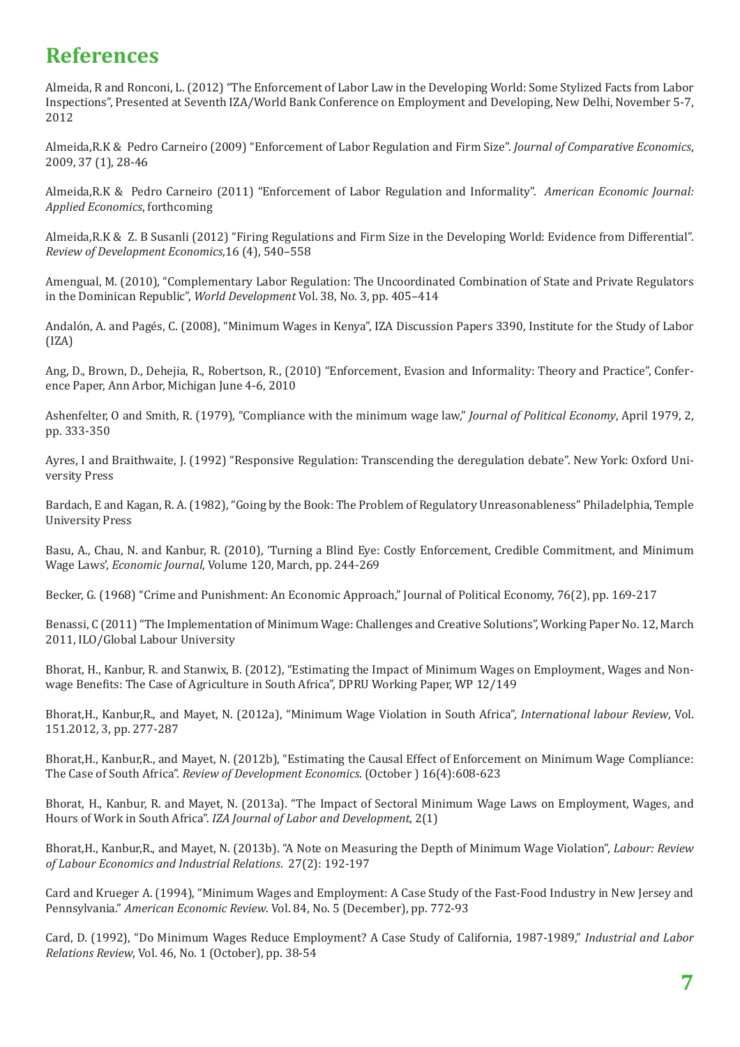# References

Almeida, R and Ronconi, L. (2012) "The Enforcement of Labor Law in the Developing World: Some Stylized Facts from Labor Inspections", Presented at Seventh IZA/World Bank Conference on Employment and Developing, New Delhi, November 5-7, 2012

Almeida,R.K & Pedro Carneiro (2009) "Enforcement of Labor Regulation and Firm Size". *Journal of Comparative Economics*, 2009, 37 (1), 28-46

Almeida,R.K & Pedro Carneiro (2011) "Enforcement of Labor Regulation and Informality". *American Economic Journal: Applied Economics*, forthcoming

Almeida,R.K & Z. B Susanli (2012) "Firing Regulations and Firm Size in the Developing World: Evidence from Differential". *Review of Development Economics*,16 (4), 540–558

Amengual, M. (2010), "Complementary Labor Regulation: The Uncoordinated Combination of State and Private Regulators in the Dominican Republic", *World Development* Vol. 38, No. 3, pp. 405–414

Andalón, A. and Pagés, C. (2008), "Minimum Wages in Kenya", IZA Discussion Papers 3390, Institute for the Study of Labor (IZA)

Ang, D., Brown, D., Dehejia, R., Robertson, R., (2010) "Enforcement, Evasion and Informality: Theory and Practice", Conference Paper, Ann Arbor, Michigan June 4-6, 2010

Ashenfelter, O and Smith, R. (1979), "Compliance with the minimum wage law," *Journal of Political Economy*, April 1979, 2, pp. 333-350

Ayres, I and Braithwaite, J. (1992) "Responsive Regulation: Transcending the deregulation debate". New York: Oxford University Press

Bardach, E and Kagan, R. A. (1982), "Going by the Book: The Problem of Regulatory Unreasonableness" Philadelphia, Temple University Press

Basu, A., Chau, N. and Kanbur, R. (2010), 'Turning a Blind Eye: Costly Enforcement, Credible Commitment, and Minimum Wage Laws', *Economic Journal*, Volume 120, March, pp. 244-269

Becker, G. (1968) "Crime and Punishment: An Economic Approach," Journal of Political Economy, 76(2), pp. 169-217

Benassi, C (2011) "The Implementation of Minimum Wage: Challenges and Creative Solutions", Working Paper No. 12, March 2011, ILO/Global Labour University

Bhorat, H., Kanbur, R. and Stanwix, B. (2012), "Estimating the Impact of Minimum Wages on Employment, Wages and Non-wage Benefits: The Case of Agriculture in South Africa", DPRU Working Paper, WP 12/149

Bhorat,H., Kanbur,R., and Mayet, N. (2012a), "Minimum Wage Violation in South Africa", *International labour Review*, Vol. 151.2012, 3, pp. 277-287

Bhorat,H., Kanbur,R., and Mayet, N. (2012b), "Estimating the Causal Effect of Enforcement on Minimum Wage Compliance: The Case of South Africa". *Review of Development Economics*. (October ) 16(4):608-623

Bhorat, H., Kanbur, R. and Mayet, N. (2013a). "The Impact of Sectoral Minimum Wage Laws on Employment, Wages, and Hours of Work in South Africa". *IZA Journal of Labor and Development*, 2(1)

Bhorat,H., Kanbur,R., and Mayet, N. (2013b). "A Note on Measuring the Depth of Minimum Wage Violation", *Labour: Review of Labour Economics and Industrial Relations*. 27(2): 192-197

Card and Krueger A. (1994), "Minimum Wages and Employment: A Case Study of the Fast-Food Industry in New Jersey and Pennsylvania." *American Economic Review*. Vol. 84, No. 5 (December), pp. 772-93

Card, D. (1992), "Do Minimum Wages Reduce Employment? A Case Study of California, 1987-1989," *Industrial and Labor Relations Review*, Vol. 46, No. 1 (October), pp. 38-54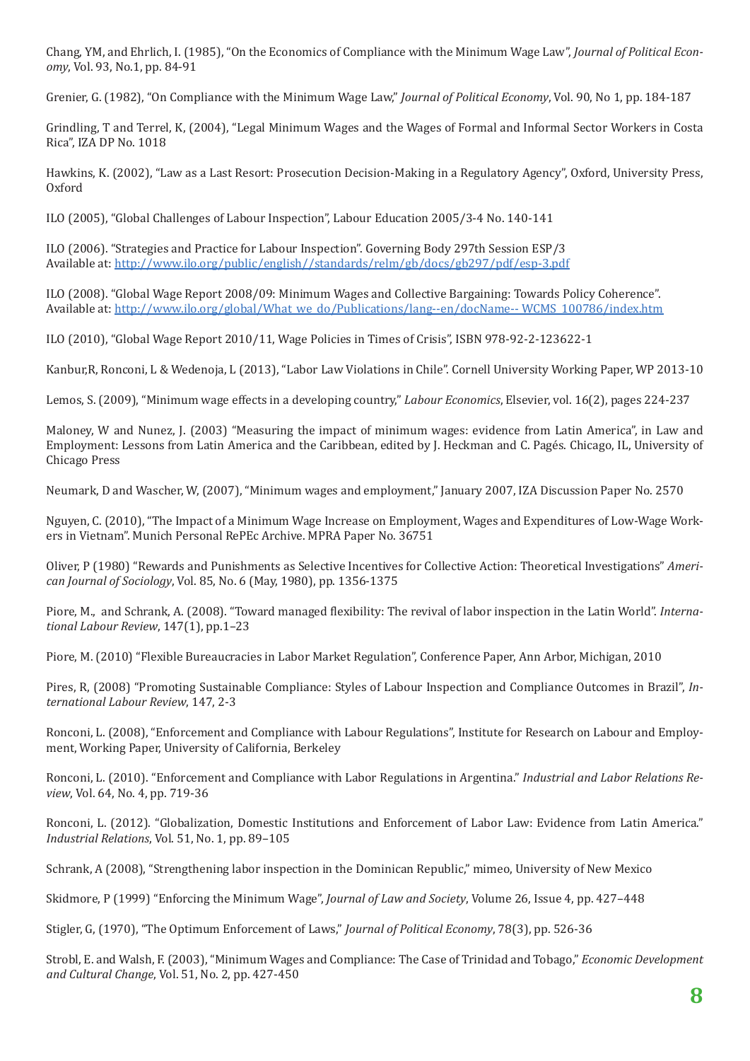Chang, YM, and Ehrlich, I. (1985), "On the Economics of Compliance with the Minimum Wage Law", *Journal of Political Economy*, Vol. 93, No.1, pp. 84-91

Grenier, G. (1982), "On Compliance with the Minimum Wage Law," *Journal of Political Economy*, Vol. 90, No 1, pp. 184-187

Grindling, T and Terrel, K, (2004), "Legal Minimum Wages and the Wages of Formal and Informal Sector Workers in Costa Rica", IZA DP No. 1018

Hawkins, K. (2002), "Law as a Last Resort: Prosecution Decision-Making in a Regulatory Agency", Oxford, University Press, Oxford

ILO (2005), "Global Challenges of Labour Inspection", Labour Education 2005/3-4 No. 140-141

ILO (2006). "Strategies and Practice for Labour Inspection". Governing Body 297th Session ESP/3
Available at: http://www.ilo.org/public/english//standards/relm/gb/docs/gb297/pdf/esp-3.pdf

ILO (2008). "Global Wage Report 2008/09: Minimum Wages and Collective Bargaining: Towards Policy Coherence".
Available at: http://www.ilo.org/global/What_we_do/Publications/lang--en/docName-- WCMS_100786/index.htm

ILO (2010), "Global Wage Report 2010/11, Wage Policies in Times of Crisis", ISBN 978-92-2-123622-1

Kanbur,R, Ronconi, L & Wedenoja, L (2013), "Labor Law Violations in Chile". Cornell University Working Paper, WP 2013-10

Lemos, S. (2009), "Minimum wage effects in a developing country," *Labour Economics*, Elsevier, vol. 16(2), pages 224-237

Maloney, W and Nunez, J. (2003) "Measuring the impact of minimum wages: evidence from Latin America", in Law and Employment: Lessons from Latin America and the Caribbean, edited by J. Heckman and C. Pagés. Chicago, IL, University of Chicago Press

Neumark, D and Wascher, W, (2007), "Minimum wages and employment," January 2007, IZA Discussion Paper No. 2570

Nguyen, C. (2010), "The Impact of a Minimum Wage Increase on Employment, Wages and Expenditures of Low-Wage Workers in Vietnam". Munich Personal RePEc Archive. MPRA Paper No. 36751

Oliver, P (1980) "Rewards and Punishments as Selective Incentives for Collective Action: Theoretical Investigations" *American Journal of Sociology*, Vol. 85, No. 6 (May, 1980), pp. 1356-1375

Piore, M., and Schrank, A. (2008). "Toward managed flexibility: The revival of labor inspection in the Latin World". *International Labour Review*, 147(1), pp.1–23

Piore, M. (2010) "Flexible Bureaucracies in Labor Market Regulation", Conference Paper, Ann Arbor, Michigan, 2010

Pires, R, (2008) "Promoting Sustainable Compliance: Styles of Labour Inspection and Compliance Outcomes in Brazil", *International Labour Review*, 147, 2-3

Ronconi, L. (2008), "Enforcement and Compliance with Labour Regulations", Institute for Research on Labour and Employment, Working Paper, University of California, Berkeley

Ronconi, L. (2010). "Enforcement and Compliance with Labor Regulations in Argentina." *Industrial and Labor Relations Review*, Vol. 64, No. 4, pp. 719-36

Ronconi, L. (2012). "Globalization, Domestic Institutions and Enforcement of Labor Law: Evidence from Latin America." *Industrial Relations*, Vol. 51, No. 1, pp. 89–105

Schrank, A (2008), "Strengthening labor inspection in the Dominican Republic," mimeo, University of New Mexico

Skidmore, P (1999) "Enforcing the Minimum Wage", *Journal of Law and Society*, Volume 26, Issue 4, pp. 427–448

Stigler, G, (1970), "The Optimum Enforcement of Laws," *Journal of Political Economy*, 78(3), pp. 526-36

Strobl, E. and Walsh, F. (2003), "Minimum Wages and Compliance: The Case of Trinidad and Tobago," *Economic Development and Cultural Change*, Vol. 51, No. 2, pp. 427-450